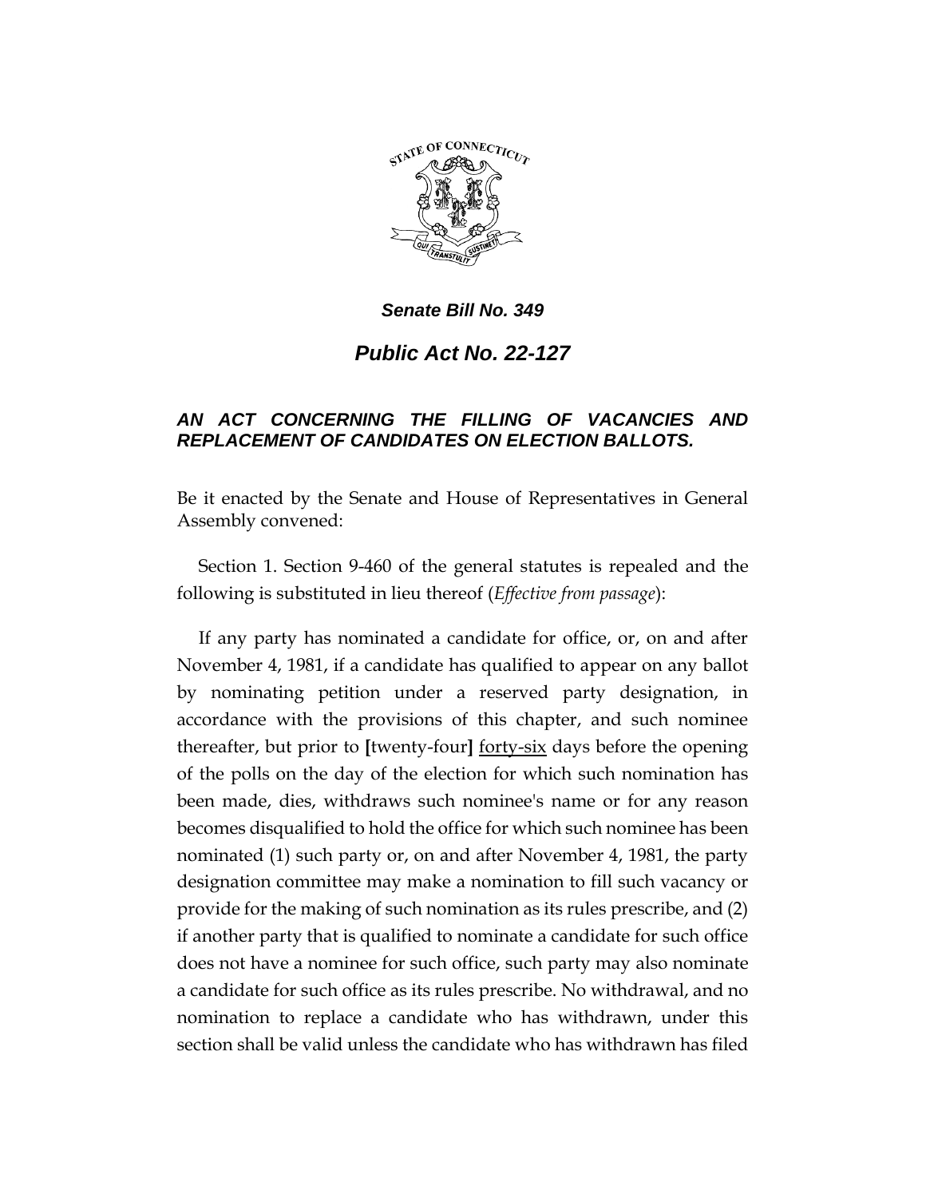***Senate Bill No. 349***

# *Public Act No. 22-127*

### *AN ACT CONCERNING THE FILLING OF VACANCIES AND REPLACEMENT OF CANDIDATES ON ELECTION BALLOTS.*

Be it enacted by the Senate and House of Representatives in General Assembly convened:

Section 1. Section 9-460 of the general statutes is repealed and the following is substituted in lieu thereof (*Effective from passage*):

If any party has nominated a candidate for office, or, on and after November 4, 1981, if a candidate has qualified to appear on any ballot by nominating petition under a reserved party designation, in accordance with the provisions of this chapter, and such nominee thereafter, but prior to **[**twenty-four**]** <u>forty-six</u> days before the opening of the polls on the day of the election for which such nomination has been made, dies, withdraws such nominee's name or for any reason becomes disqualified to hold the office for which such nominee has been nominated (1) such party or, on and after November 4, 1981, the party designation committee may make a nomination to fill such vacancy or provide for the making of such nomination as its rules prescribe, and (2) if another party that is qualified to nominate a candidate for such office does not have a nominee for such office, such party may also nominate a candidate for such office as its rules prescribe. No withdrawal, and no nomination to replace a candidate who has withdrawn, under this section shall be valid unless the candidate who has withdrawn has filed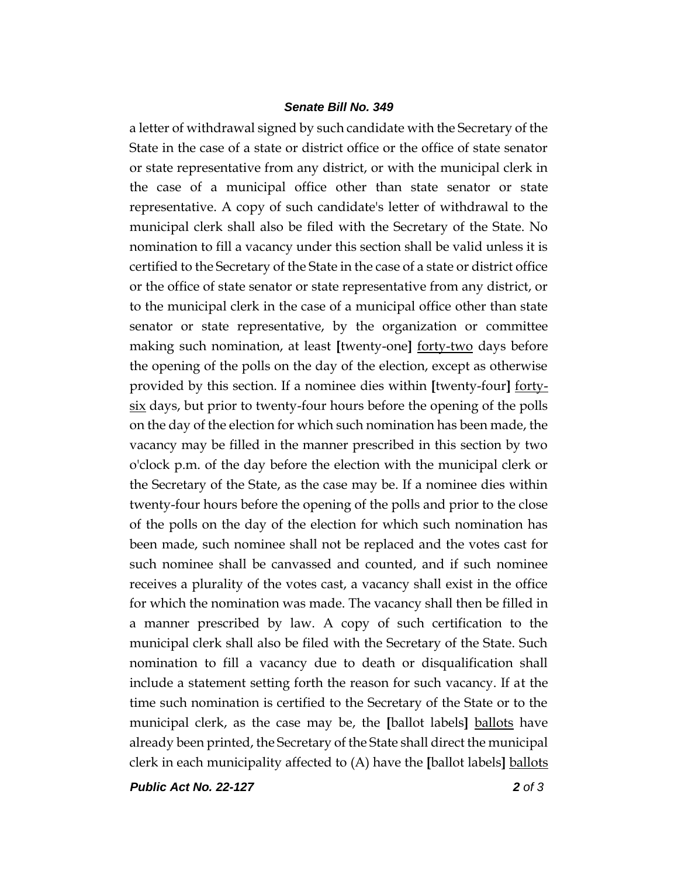a letter of withdrawal signed by such candidate with the Secretary of the State in the case of a state or district office or the office of state senator or state representative from any district, or with the municipal clerk in the case of a municipal office other than state senator or state representative. A copy of such candidate's letter of withdrawal to the municipal clerk shall also be filed with the Secretary of the State. No nomination to fill a vacancy under this section shall be valid unless it is certified to the Secretary of the State in the case of a state or district office or the office of state senator or state representative from any district, or to the municipal clerk in the case of a municipal office other than state senator or state representative, by the organization or committee making such nomination, at least **[**twenty-one**]** forty-two days before the opening of the polls on the day of the election, except as otherwise provided by this section. If a nominee dies within **[**twenty-four**]** forty-six days, but prior to twenty-four hours before the opening of the polls on the day of the election for which such nomination has been made, the vacancy may be filled in the manner prescribed in this section by two o'clock p.m. of the day before the election with the municipal clerk or the Secretary of the State, as the case may be. If a nominee dies within twenty-four hours before the opening of the polls and prior to the close of the polls on the day of the election for which such nomination has been made, such nominee shall not be replaced and the votes cast for such nominee shall be canvassed and counted, and if such nominee receives a plurality of the votes cast, a vacancy shall exist in the office for which the nomination was made. The vacancy shall then be filled in a manner prescribed by law. A copy of such certification to the municipal clerk shall also be filed with the Secretary of the State. Such nomination to fill a vacancy due to death or disqualification shall include a statement setting forth the reason for such vacancy. If at the time such nomination is certified to the Secretary of the State or to the municipal clerk, as the case may be, the **[**ballot labels**]** ballots have already been printed, the Secretary of the State shall direct the municipal clerk in each municipality affected to (A) have the **[**ballot labels**]** ballots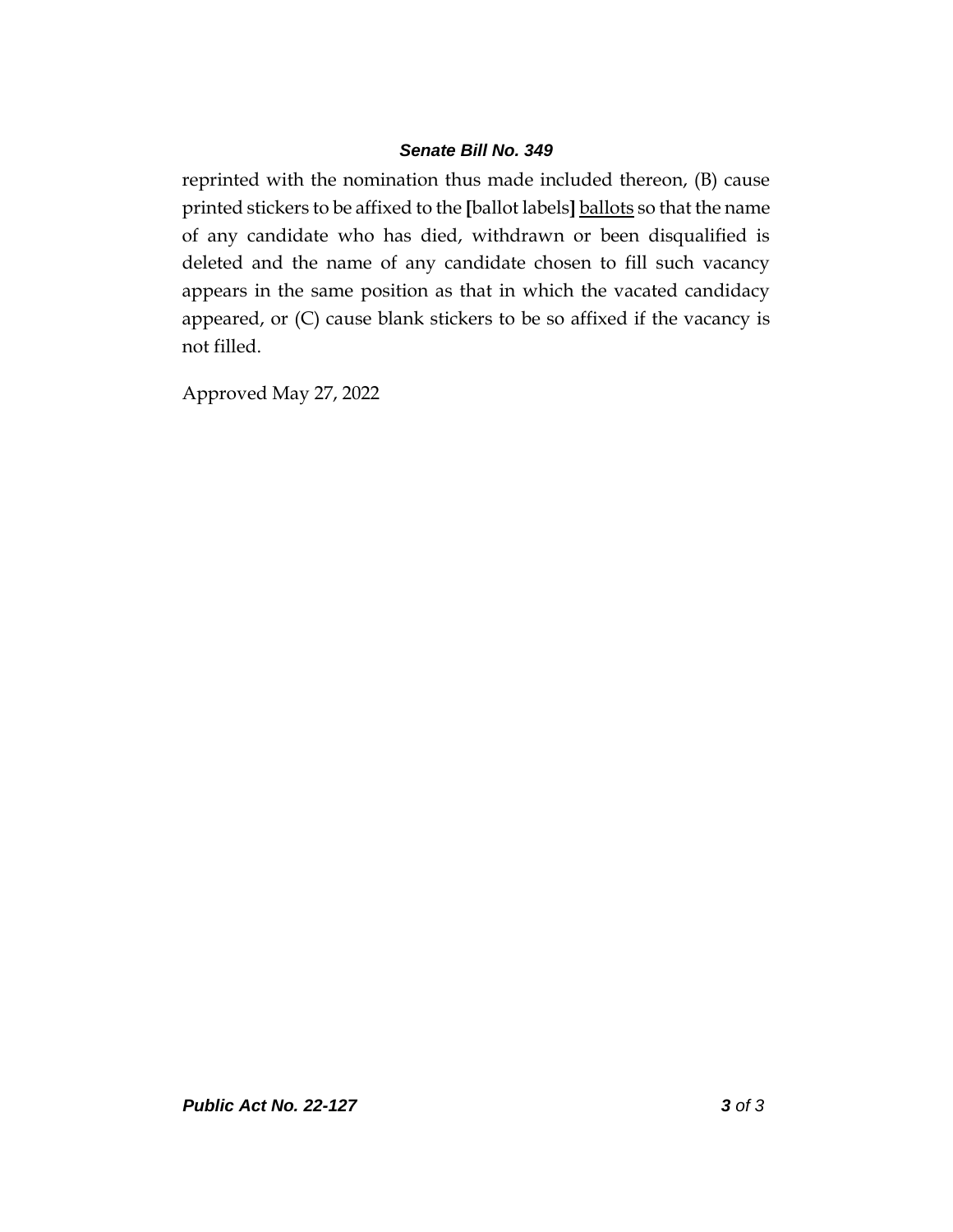reprinted with the nomination thus made included thereon, (B) cause printed stickers to be affixed to the **[**ballot labels**]** <u>ballots</u> so that the name of any candidate who has died, withdrawn or been disqualified is deleted and the name of any candidate chosen to fill such vacancy appears in the same position as that in which the vacated candidacy appeared, or (C) cause blank stickers to be so affixed if the vacancy is not filled.

Approved May 27, 2022